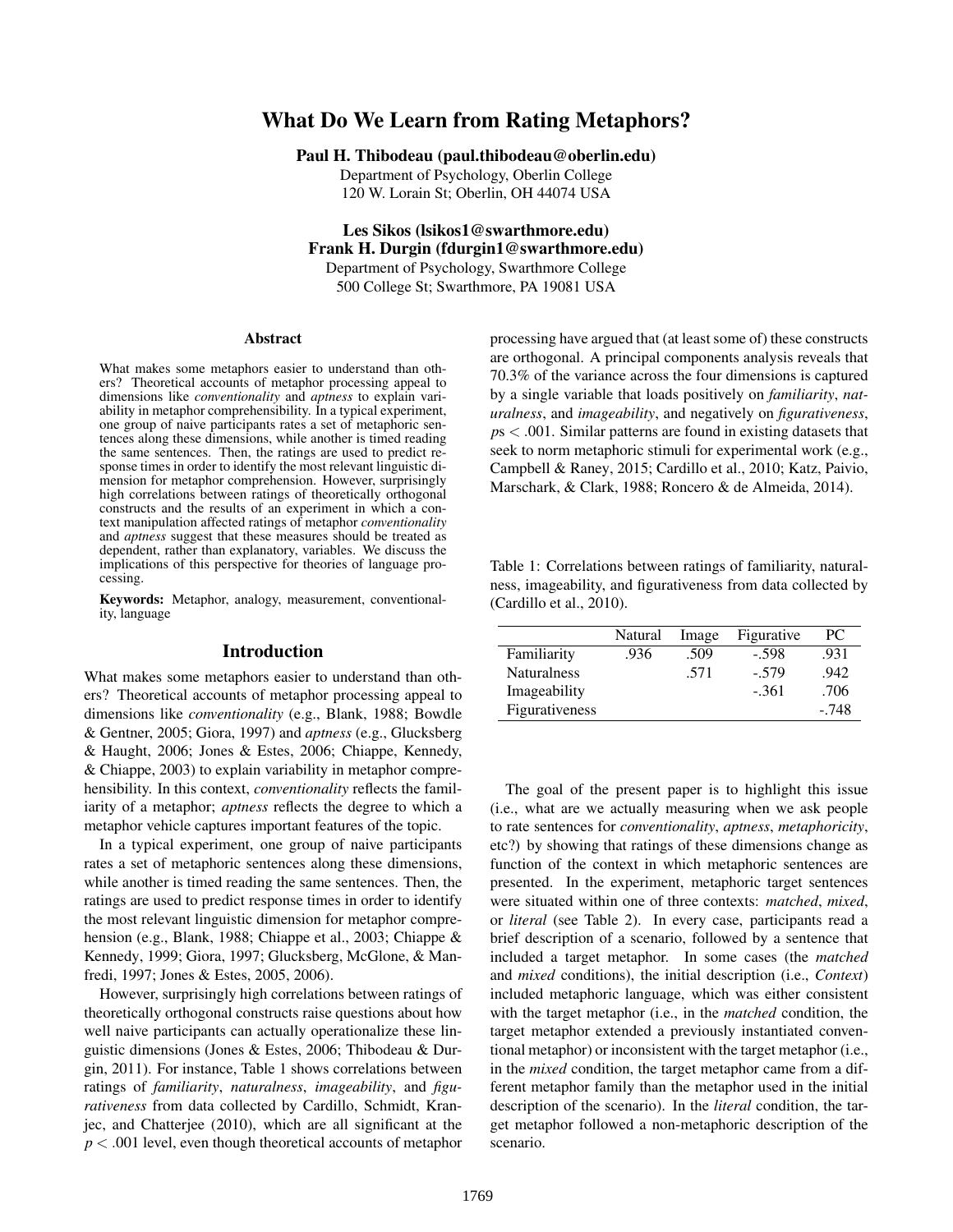# What Do We Learn from Rating Metaphors?

**Paul H. Thibodeau (paul.thibodeau@oberlin.edu)**
Department of Psychology, Oberlin College
120 W. Lorain St; Oberlin, OH 44074 USA

**Les Sikos (lsikos1@swarthmore.edu)**
**Frank H. Durgin (fdurgin1@swarthmore.edu)**
Department of Psychology, Swarthmore College
500 College St; Swarthmore, PA 19081 USA

### Abstract

What makes some metaphors easier to understand than others? Theoretical accounts of metaphor processing appeal to dimensions like *conventionality* and *aptness* to explain variability in metaphor comprehensibility. In a typical experiment, one group of naive participants rates a set of metaphoric sentences along these dimensions, while another is timed reading the same sentences. Then, the ratings are used to predict response times in order to identify the most relevant linguistic dimension for metaphor comprehension. However, surprisingly high correlations between ratings of theoretically orthogonal constructs and the results of an experiment in which a context manipulation affected ratings of metaphor *conventionality* and *aptness* suggest that these measures should be treated as dependent, rather than explanatory, variables. We discuss the implications of this perspective for theories of language processing.

**Keywords:** Metaphor, analogy, measurement, conventionality, language

## Introduction

What makes some metaphors easier to understand than others? Theoretical accounts of metaphor processing appeal to dimensions like *conventionality* (e.g., Blank, 1988; Bowdle & Gentner, 2005; Giora, 1997) and *aptness* (e.g., Glucksberg & Haught, 2006; Jones & Estes, 2006; Chiappe, Kennedy, & Chiappe, 2003) to explain variability in metaphor comprehensibility. In this context, *conventionality* reflects the familiarity of a metaphor; *aptness* reflects the degree to which a metaphor vehicle captures important features of the topic.

In a typical experiment, one group of naive participants rates a set of metaphoric sentences along these dimensions, while another is timed reading the same sentences. Then, the ratings are used to predict response times in order to identify the most relevant linguistic dimension for metaphor comprehension (e.g., Blank, 1988; Chiappe et al., 2003; Chiappe & Kennedy, 1999; Giora, 1997; Glucksberg, McGlone, & Manfredi, 1997; Jones & Estes, 2005, 2006).

However, surprisingly high correlations between ratings of theoretically orthogonal constructs raise questions about how well naive participants can actually operationalize these linguistic dimensions (Jones & Estes, 2006; Thibodeau & Durgin, 2011). For instance, Table 1 shows correlations between ratings of *familiarity*, *naturalness*, *imageability*, and *figurativeness* from data collected by Cardillo, Schmidt, Kranjec, and Chatterjee (2010), which are all significant at the $p < .001$ level, even though theoretical accounts of metaphor processing have argued that (at least some of) these constructs are orthogonal. A principal components analysis reveals that 70.3% of the variance across the four dimensions is captured by a single variable that loads positively on *familiarity*, *naturalness*, and *imageability*, and negatively on *figurativeness*, $p$s $< .001$. Similar patterns are found in existing datasets that seek to norm metaphoric stimuli for experimental work (e.g., Campbell & Raney, 2015; Cardillo et al., 2010; Katz, Paivio, Marschark, & Clark, 1988; Roncero & de Almeida, 2014).

Table 1: Correlations between ratings of familiarity, naturalness, imageability, and figurativeness from data collected by (Cardillo et al., 2010).

| | Natural | Image | Figurative | PC |
|---|---|---|---|---|
| Familiarity | .936 | .509 | -.598 | .931 |
| Naturalness | | .571 | -.579 | .942 |
| Imageability | | | -.361 | .706 |
| Figurativeness | | | | -.748 |

The goal of the present paper is to highlight this issue (i.e., what are we actually measuring when we ask people to rate sentences for *conventionality*, *aptness*, *metaphoricity*, etc?) by showing that ratings of these dimensions change as function of the context in which metaphoric sentences are presented. In the experiment, metaphoric target sentences were situated within one of three contexts: *matched*, *mixed*, or *literal* (see Table 2). In every case, participants read a brief description of a scenario, followed by a sentence that included a target metaphor. In some cases (the *matched* and *mixed* conditions), the initial description (i.e., *Context*) included metaphoric language, which was either consistent with the target metaphor (i.e., in the *matched* condition, the target metaphor extended a previously instantiated conventional metaphor) or inconsistent with the target metaphor (i.e., in the *mixed* condition, the target metaphor came from a different metaphor family than the metaphor used in the initial description of the scenario). In the *literal* condition, the target metaphor followed a non-metaphoric description of the scenario.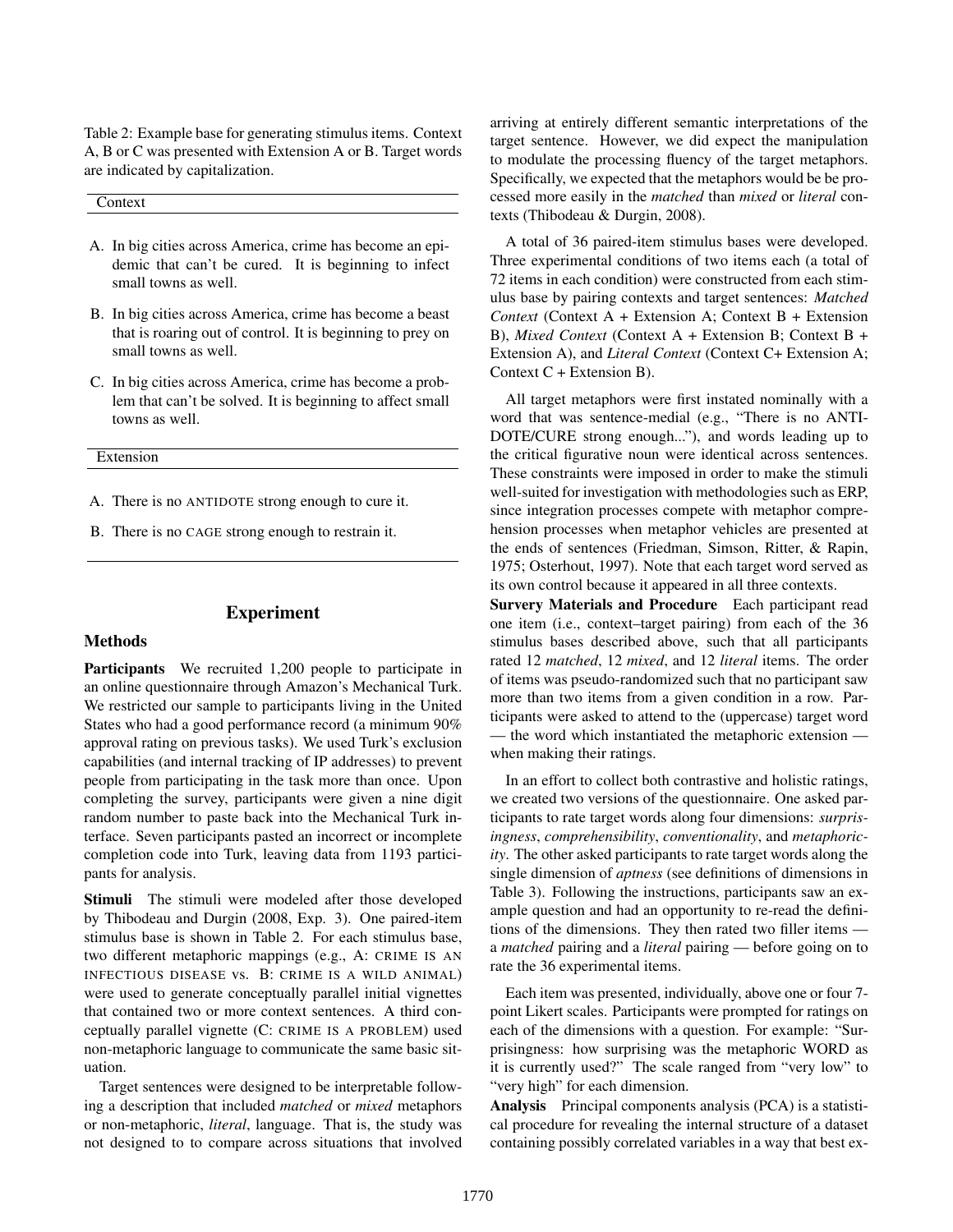Table 2: Example base for generating stimulus items. Context A, B or C was presented with Extension A or B. Target words are indicated by capitalization.

| Context |
|---|
| A. In big cities across America, crime has become an epidemic that can't be cured. It is beginning to infect small towns as well. |
| B. In big cities across America, crime has become a beast that is roaring out of control. It is beginning to prey on small towns as well. |
| C. In big cities across America, crime has become a problem that can't be solved. It is beginning to affect small towns as well. |

| Extension |
|---|
| A. There is no ANTIDOTE strong enough to cure it. |
| B. There is no CAGE strong enough to restrain it. |

## Experiment

### Methods

**Participants** We recruited 1,200 people to participate in an online questionnaire through Amazon's Mechanical Turk. We restricted our sample to participants living in the United States who had a good performance record (a minimum 90% approval rating on previous tasks). We used Turk's exclusion capabilities (and internal tracking of IP addresses) to prevent people from participating in the task more than once. Upon completing the survey, participants were given a nine digit random number to paste back into the Mechanical Turk interface. Seven participants pasted an incorrect or incomplete completion code into Turk, leaving data from 1193 participants for analysis.

**Stimuli** The stimuli were modeled after those developed by Thibodeau and Durgin (2008, Exp. 3). One paired-item stimulus base is shown in Table 2. For each stimulus base, two different metaphoric mappings (e.g., A: CRIME IS AN INFECTIOUS DISEASE vs. B: CRIME IS A WILD ANIMAL) were used to generate conceptually parallel initial vignettes that contained two or more context sentences. A third conceptually parallel vignette (C: CRIME IS A PROBLEM) used non-metaphoric language to communicate the same basic situation.

Target sentences were designed to be interpretable following a description that included *matched* or *mixed* metaphors or non-metaphoric, *literal*, language. That is, the study was not designed to to compare across situations that involved arriving at entirely different semantic interpretations of the target sentence. However, we did expect the manipulation to modulate the processing fluency of the target metaphors. Specifically, we expected that the metaphors would be be processed more easily in the *matched* than *mixed* or *literal* contexts (Thibodeau & Durgin, 2008).

A total of 36 paired-item stimulus bases were developed. Three experimental conditions of two items each (a total of 72 items in each condition) were constructed from each stimulus base by pairing contexts and target sentences: *Matched Context* (Context A + Extension A; Context B + Extension B), *Mixed Context* (Context A + Extension B; Context B + Extension A), and *Literal Context* (Context C+ Extension A; Context C + Extension B).

All target metaphors were first instated nominally with a word that was sentence-medial (e.g., "There is no ANTIDOTE/CURE strong enough..."), and words leading up to the critical figurative noun were identical across sentences. These constraints were imposed in order to make the stimuli well-suited for investigation with methodologies such as ERP, since integration processes compete with metaphor comprehension processes when metaphor vehicles are presented at the ends of sentences (Friedman, Simson, Ritter, & Rapin, 1975; Osterhout, 1997). Note that each target word served as its own control because it appeared in all three contexts.

**Survery Materials and Procedure** Each participant read one item (i.e., context–target pairing) from each of the 36 stimulus bases described above, such that all participants rated 12 *matched*, 12 *mixed*, and 12 *literal* items. The order of items was pseudo-randomized such that no participant saw more than two items from a given condition in a row. Participants were asked to attend to the (uppercase) target word — the word which instantiated the metaphoric extension — when making their ratings.

In an effort to collect both contrastive and holistic ratings, we created two versions of the questionnaire. One asked participants to rate target words along four dimensions: *surprisingness*, *comprehensibility*, *conventionality*, and *metaphoricity*. The other asked participants to rate target words along the single dimension of *aptness* (see definitions of dimensions in Table 3). Following the instructions, participants saw an example question and had an opportunity to re-read the definitions of the dimensions. They then rated two filler items — a *matched* pairing and a *literal* pairing — before going on to rate the 36 experimental items.

Each item was presented, individually, above one or four 7-point Likert scales. Participants were prompted for ratings on each of the dimensions with a question. For example: "Surprisingness: how surprising was the metaphoric WORD as it is currently used?" The scale ranged from "very low" to "very high" for each dimension.

**Analysis** Principal components analysis (PCA) is a statistical procedure for revealing the internal structure of a dataset containing possibly correlated variables in a way that best ex-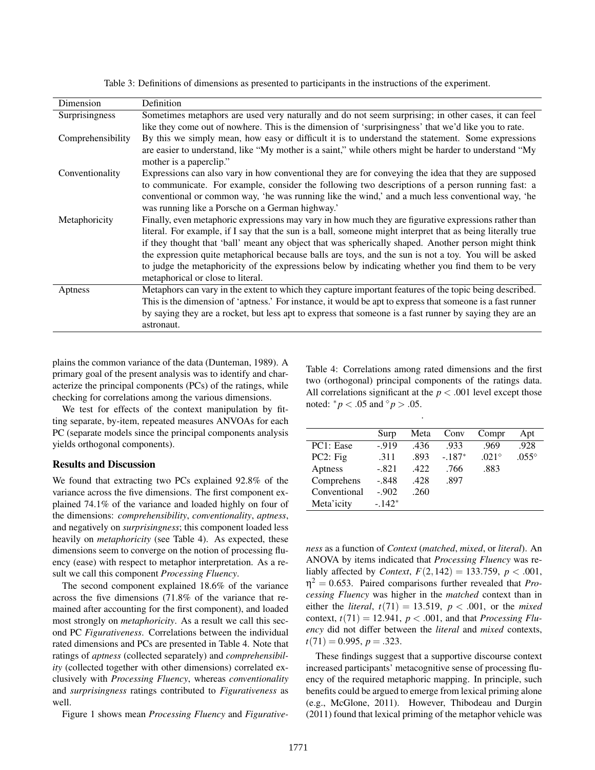Table 3: Definitions of dimensions as presented to participants in the instructions of the experiment.

| Dimension | Definition |
|---|---|
| Surprisingness | Sometimes metaphors are used very naturally and do not seem surprising; in other cases, it can feel like they come out of nowhere. This is the dimension of 'surprisingness' that we'd like you to rate. |
| Comprehensibility | By this we simply mean, how easy or difficult it is to understand the statement. Some expressions are easier to understand, like "My mother is a saint," while others might be harder to understand "My mother is a paperclip." |
| Conventionality | Expressions can also vary in how conventional they are for conveying the idea that they are supposed to communicate. For example, consider the following two descriptions of a person running fast: a conventional or common way, 'he was running like the wind,' and a much less conventional way, 'he was running like a Porsche on a German highway.' |
| Metaphoricity | Finally, even metaphoric expressions may vary in how much they are figurative expressions rather than literal. For example, if I say that the sun is a ball, someone might interpret that as being literally true if they thought that 'ball' meant any object that was spherically shaped. Another person might think the expression quite metaphorical because balls are toys, and the sun is not a toy. You will be asked to judge the metaphoricity of the expressions below by indicating whether you find them to be very metaphorical or close to literal. |
| Aptness | Metaphors can vary in the extent to which they capture important features of the topic being described. This is the dimension of 'aptness.' For instance, it would be apt to express that someone is a fast runner by saying they are a rocket, but less apt to express that someone is a fast runner by saying they are an astronaut. |

plains the common variance of the data (Dunteman, 1989). A primary goal of the present analysis was to identify and characterize the principal components (PCs) of the ratings, while checking for correlations among the various dimensions.

We test for effects of the context manipulation by fitting separate, by-item, repeated measures ANVOAs for each PC (separate models since the principal components analysis yields orthogonal components).

## Results and Discussion

We found that extracting two PCs explained 92.8% of the variance across the five dimensions. The first component explained 74.1% of the variance and loaded highly on four of the dimensions: *comprehensibility*, *conventionality*, *aptness*, and negatively on *surprisingness*; this component loaded less heavily on *metaphoricity* (see Table 4). As expected, these dimensions seem to converge on the notion of processing fluency (ease) with respect to metaphor interpretation. As a result we call this component *Processing Fluency*.

The second component explained 18.6% of the variance across the five dimensions (71.8% of the variance that remained after accounting for the first component), and loaded most strongly on *metaphoricity*. As a result we call this second PC *Figurativeness*. Correlations between the individual rated dimensions and PCs are presented in Table 4. Note that ratings of *aptness* (collected separately) and *comprehensibility* (collected together with other dimensions) correlated exclusively with *Processing Fluency*, whereas *conventionality* and *surprisingness* ratings contributed to *Figurativeness* as well.

Figure 1 shows mean *Processing Fluency* and *Figurativeness* as a function of *Context* (*matched*, *mixed*, or *literal*). An ANOVA by items indicated that *Processing Fluency* was reliably affected by *Context*, $F(2,142) = 133.759$, $p < .001$, $\eta^2 = 0.653$. Paired comparisons further revealed that *Processing Fluency* was higher in the *matched* context than in either the *literal*, $t(71) = 13.519$, $p < .001$, or the *mixed* context, $t(71) = 12.941$, $p < .001$, and that *Processing Fluency* did not differ between the *literal* and *mixed* contexts, $t(71) = 0.995$, $p = .323$.

Table 4: Correlations among rated dimensions and the first two (orthogonal) principal components of the ratings data. All correlations significant at the $p < .001$ level except those noted: $^*p < .05$ and $^\diamond p > .05$.

| | Surp | Meta | Conv | Compr | Apt |
|---|---|---|---|---|---|
| PC1: Ease | -.919 | .436 | .933 | .969 | .928 |
| PC2: Fig | .311 | .893 | -.187* | .021◇ | .055◇ |
| Aptness | -.821 | .422 | .766 | .883 | |
| Comprehens | -.848 | .428 | .897 | | |
| Conventional | -.902 | .260 | | | |
| Meta'icity | -.142* | | | | |

These findings suggest that a supportive discourse context increased participants' metacognitive sense of processing fluency of the required metaphoric mapping. In principle, such benefits could be argued to emerge from lexical priming alone (e.g., McGlone, 2011). However, Thibodeau and Durgin (2011) found that lexical priming of the metaphor vehicle was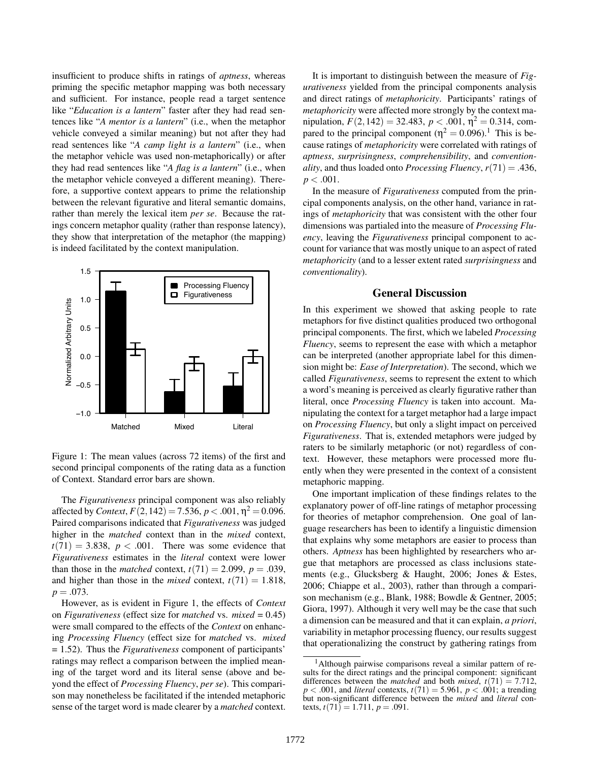insufficient to produce shifts in ratings of *aptness*, whereas priming the specific metaphor mapping was both necessary and sufficient. For instance, people read a target sentence like "*Education is a lantern*" faster after they had read sentences like "*A mentor is a lantern*" (i.e., when the metaphor vehicle conveyed a similar meaning) but not after they had read sentences like "*A camp light is a lantern*" (i.e., when the metaphor vehicle was used non-metaphorically) or after they had read sentences like "*A flag is a lantern*" (i.e., when the metaphor vehicle conveyed a different meaning). Therefore, a supportive context appears to prime the relationship between the relevant figurative and literal semantic domains, rather than merely the lexical item *per se*. Because the ratings concern metaphor quality (rather than response latency), they show that interpretation of the metaphor (the mapping) is indeed facilitated by the context manipulation.

Figure 1: The mean values (across 72 items) of the first and second principal components of the rating data as a function of Context. Standard error bars are shown.

The *Figurativeness* principal component was also reliably affected by *Context*, $F(2,142) = 7.536$, $p < .001$, $\eta^2 = 0.096$. Paired comparisons indicated that *Figurativeness* was judged higher in the *matched* context than in the *mixed* context, $t(71) = 3.838$, $p < .001$. There was some evidence that *Figurativeness* estimates in the *literal* context were lower than those in the *matched* context, $t(71) = 2.099$, $p = .039$, and higher than those in the *mixed* context, $t(71) = 1.818$, $p = .073$.

However, as is evident in Figure 1, the effects of *Context* on *Figurativeness* (effect size for *matched* vs. *mixed* = 0.45) were small compared to the effects of the *Context* on enhancing *Processing Fluency* (effect size for *matched* vs. *mixed* = 1.52). Thus the *Figurativeness* component of participants' ratings may reflect a comparison between the implied meaning of the target word and its literal sense (above and beyond the effect of *Processing Fluency*, *per se*). This comparison may nonetheless be facilitated if the intended metaphoric sense of the target word is made clearer by a *matched* context.

It is important to distinguish between the measure of *Figurativeness* yielded from the principal components analysis and direct ratings of *metaphoricity*. Participants' ratings of *metaphoricity* were affected more strongly by the context manipulation, $F(2,142) = 32.483$, $p < .001$, $\eta^2 = 0.314$, compared to the principal component ($\eta^2 = 0.096$).[1] This is because ratings of *metaphoricity* were correlated with ratings of *aptness*, *surprisingness*, *comprehensibility*, and *conventionality*, and thus loaded onto *Processing Fluency*, $r(71) = .436$, $p < .001$.

In the measure of *Figurativeness* computed from the principal components analysis, on the other hand, variance in ratings of *metaphoricity* that was consistent with the other four dimensions was partialed into the measure of *Processing Fluency*, leaving the *Figurativeness* principal component to account for variance that was mostly unique to an aspect of rated *metaphoricity* (and to a lesser extent rated *surprisingness* and *conventionality*).

## General Discussion

In this experiment we showed that asking people to rate metaphors for five distinct qualities produced two orthogonal principal components. The first, which we labeled *Processing Fluency*, seems to represent the ease with which a metaphor can be interpreted (another appropriate label for this dimension might be: *Ease of Interpretation*). The second, which we called *Figurativeness*, seems to represent the extent to which a word's meaning is perceived as clearly figurative rather than literal, once *Processing Fluency* is taken into account. Manipulating the context for a target metaphor had a large impact on *Processing Fluency*, but only a slight impact on perceived *Figurativeness*. That is, extended metaphors were judged by raters to be similarly metaphoric (or not) regardless of context. However, these metaphors were processed more fluently when they were presented in the context of a consistent metaphoric mapping.

One important implication of these findings relates to the explanatory power of off-line ratings of metaphor processing for theories of metaphor comprehension. One goal of language researchers has been to identify a linguistic dimension that explains why some metaphors are easier to process than others. *Aptness* has been highlighted by researchers who argue that metaphors are processed as class inclusions statements (e.g., Glucksberg & Haught, 2006; Jones & Estes, 2006; Chiappe et al., 2003), rather than through a comparison mechanism (e.g., Blank, 1988; Bowdle & Gentner, 2005; Giora, 1997). Although it very well may be the case that such a dimension can be measured and that it can explain, *a priori*, variability in metaphor processing fluency, our results suggest that operationalizing the construct by gathering ratings from

[1] Although pairwise comparisons reveal a similar pattern of results for the direct ratings and the principal component: significant differences between the *matched* and both *mixed*, $t(71) = 7.712$, $p < .001$, and *literal* contexts, $t(71) = 5.961$, $p < .001$; a trending but non-significant difference between the *mixed* and *literal* contexts, $t(71) = 1.711$, $p = .091$.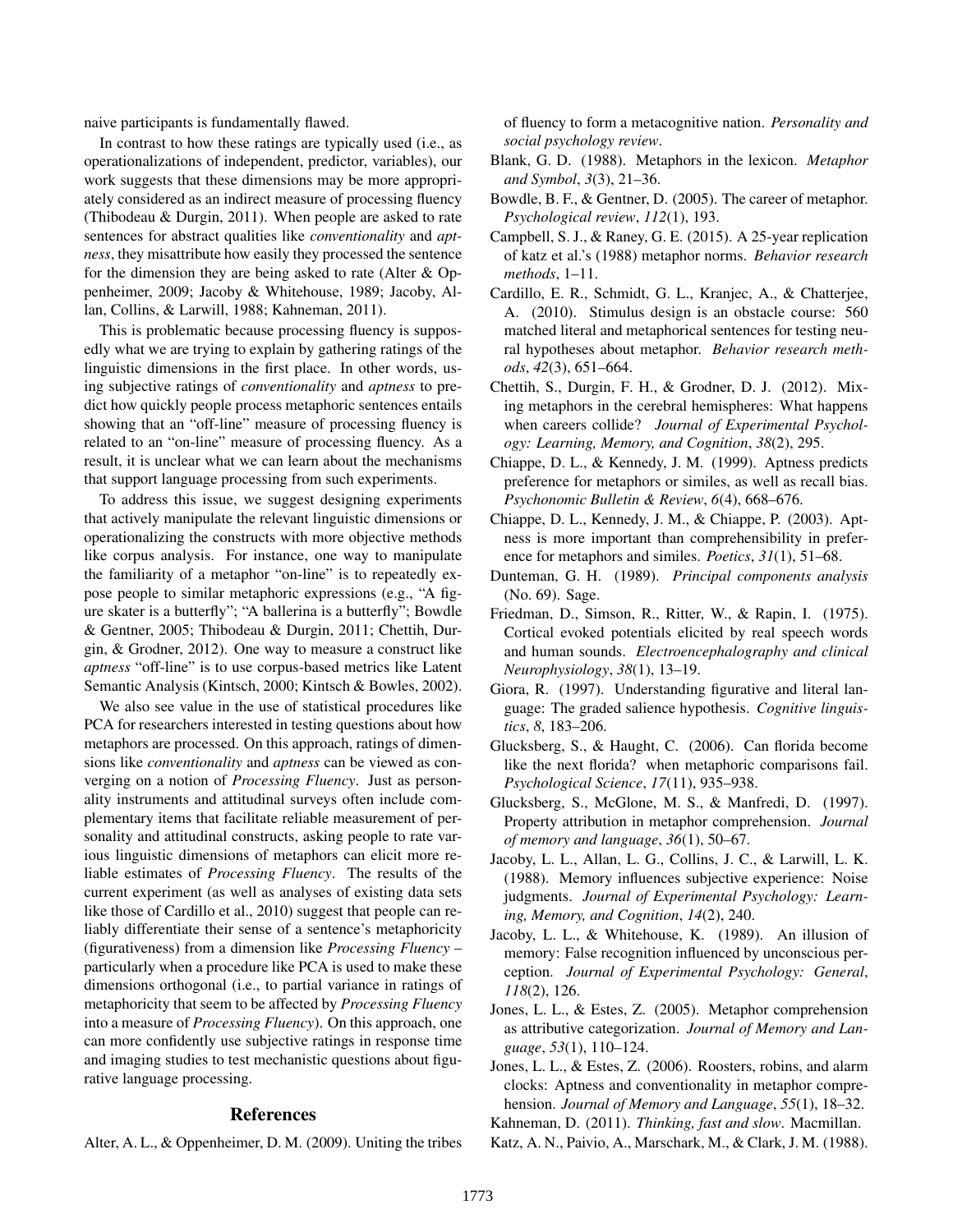naive participants is fundamentally flawed.

In contrast to how these ratings are typically used (i.e., as operationalizations of independent, predictor, variables), our work suggests that these dimensions may be more appropriately considered as an indirect measure of processing fluency (Thibodeau & Durgin, 2011). When people are asked to rate sentences for abstract qualities like *conventionality* and *aptness*, they misattribute how easily they processed the sentence for the dimension they are being asked to rate (Alter & Oppenheimer, 2009; Jacoby & Whitehouse, 1989; Jacoby, Allan, Collins, & Larwill, 1988; Kahneman, 2011).

This is problematic because processing fluency is supposedly what we are trying to explain by gathering ratings of the linguistic dimensions in the first place. In other words, using subjective ratings of *conventionality* and *aptness* to predict how quickly people process metaphoric sentences entails showing that an "off-line" measure of processing fluency is related to an "on-line" measure of processing fluency. As a result, it is unclear what we can learn about the mechanisms that support language processing from such experiments.

To address this issue, we suggest designing experiments that actively manipulate the relevant linguistic dimensions or operationalizing the constructs with more objective methods like corpus analysis. For instance, one way to manipulate the familiarity of a metaphor "on-line" is to repeatedly expose people to similar metaphoric expressions (e.g., "A figure skater is a butterfly"; "A ballerina is a butterfly"; Bowdle & Gentner, 2005; Thibodeau & Durgin, 2011; Chettih, Durgin, & Grodner, 2012). One way to measure a construct like *aptness* "off-line" is to use corpus-based metrics like Latent Semantic Analysis (Kintsch, 2000; Kintsch & Bowles, 2002).

We also see value in the use of statistical procedures like PCA for researchers interested in testing questions about how metaphors are processed. On this approach, ratings of dimensions like *conventionality* and *aptness* can be viewed as converging on a notion of *Processing Fluency*. Just as personality instruments and attitudinal surveys often include complementary items that facilitate reliable measurement of personality and attitudinal constructs, asking people to rate various linguistic dimensions of metaphors can elicit more reliable estimates of *Processing Fluency*. The results of the current experiment (as well as analyses of existing data sets like those of Cardillo et al., 2010) suggest that people can reliably differentiate their sense of a sentence's metaphoricity (figurativeness) from a dimension like *Processing Fluency* – particularly when a procedure like PCA is used to make these dimensions orthogonal (i.e., to partial variance in ratings of metaphoricity that seem to be affected by *Processing Fluency* into a measure of *Processing Fluency*). On this approach, one can more confidently use subjective ratings in response time and imaging studies to test mechanistic questions about figurative language processing.

## References

Alter, A. L., & Oppenheimer, D. M. (2009). Uniting the tribes of fluency to form a metacognitive nation. *Personality and social psychology review*.

Blank, G. D. (1988). Metaphors in the lexicon. *Metaphor and Symbol*, *3*(3), 21–36.

Bowdle, B. F., & Gentner, D. (2005). The career of metaphor. *Psychological review*, *112*(1), 193.

Campbell, S. J., & Raney, G. E. (2015). A 25-year replication of katz et al.'s (1988) metaphor norms. *Behavior research methods*, 1–11.

Cardillo, E. R., Schmidt, G. L., Kranjec, A., & Chatterjee, A. (2010). Stimulus design is an obstacle course: 560 matched literal and metaphorical sentences for testing neural hypotheses about metaphor. *Behavior research methods*, *42*(3), 651–664.

Chettih, S., Durgin, F. H., & Grodner, D. J. (2012). Mixing metaphors in the cerebral hemispheres: What happens when careers collide? *Journal of Experimental Psychology: Learning, Memory, and Cognition*, *38*(2), 295.

Chiappe, D. L., & Kennedy, J. M. (1999). Aptness predicts preference for metaphors or similes, as well as recall bias. *Psychonomic Bulletin & Review*, *6*(4), 668–676.

Chiappe, D. L., Kennedy, J. M., & Chiappe, P. (2003). Aptness is more important than comprehensibility in preference for metaphors and similes. *Poetics*, *31*(1), 51–68.

Dunteman, G. H. (1989). *Principal components analysis* (No. 69). Sage.

Friedman, D., Simson, R., Ritter, W., & Rapin, I. (1975). Cortical evoked potentials elicited by real speech words and human sounds. *Electroencephalography and clinical Neurophysiology*, *38*(1), 13–19.

Giora, R. (1997). Understanding figurative and literal language: The graded salience hypothesis. *Cognitive linguistics*, *8*, 183–206.

Glucksberg, S., & Haught, C. (2006). Can florida become like the next florida? when metaphoric comparisons fail. *Psychological Science*, *17*(11), 935–938.

Glucksberg, S., McGlone, M. S., & Manfredi, D. (1997). Property attribution in metaphor comprehension. *Journal of memory and language*, *36*(1), 50–67.

Jacoby, L. L., Allan, L. G., Collins, J. C., & Larwill, L. K. (1988). Memory influences subjective experience: Noise judgments. *Journal of Experimental Psychology: Learning, Memory, and Cognition*, *14*(2), 240.

Jacoby, L. L., & Whitehouse, K. (1989). An illusion of memory: False recognition influenced by unconscious perception. *Journal of Experimental Psychology: General*, *118*(2), 126.

Jones, L. L., & Estes, Z. (2005). Metaphor comprehension as attributive categorization. *Journal of Memory and Language*, *53*(1), 110–124.

Jones, L. L., & Estes, Z. (2006). Roosters, robins, and alarm clocks: Aptness and conventionality in metaphor comprehension. *Journal of Memory and Language*, *55*(1), 18–32.

Kahneman, D. (2011). *Thinking, fast and slow*. Macmillan.

Katz, A. N., Paivio, A., Marschark, M., & Clark, J. M. (1988).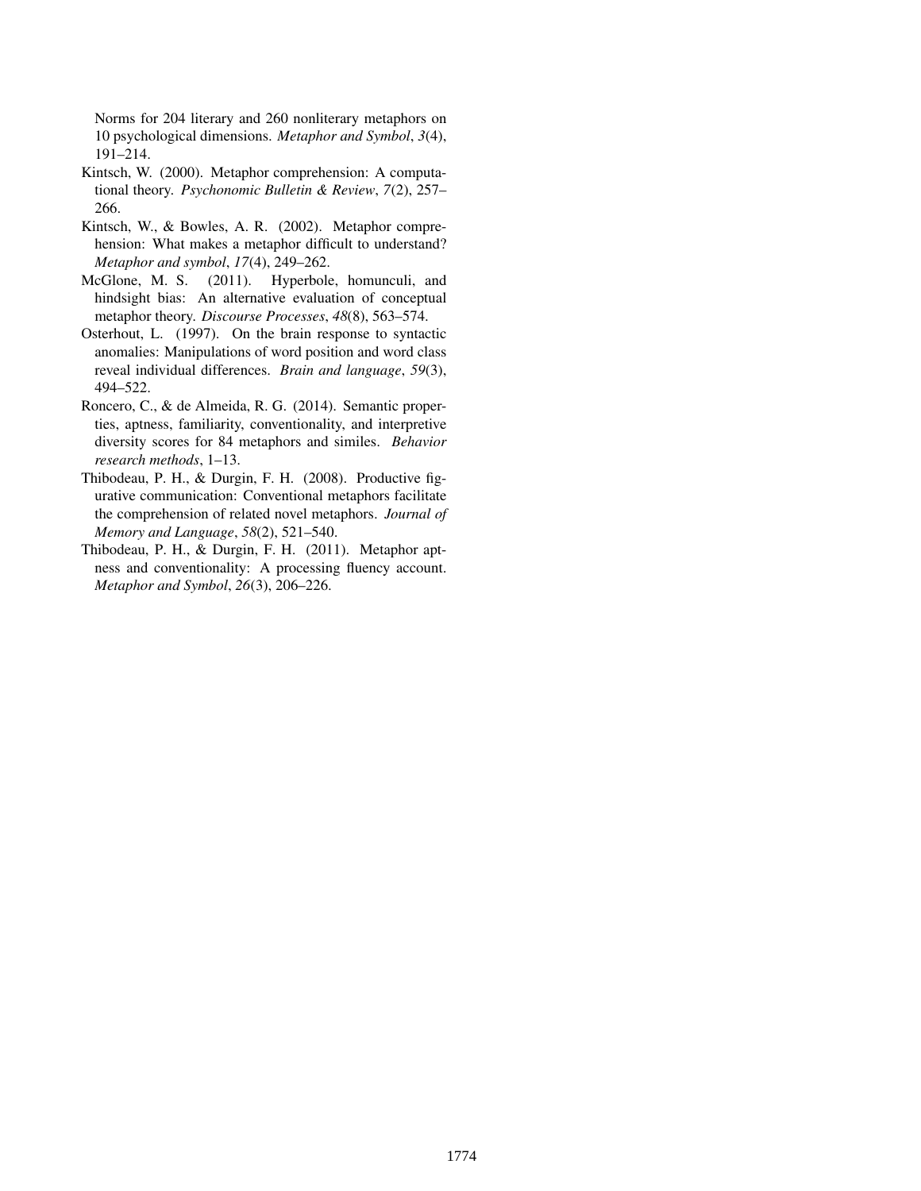Norms for 204 literary and 260 nonliterary metaphors on 10 psychological dimensions. *Metaphor and Symbol*, *3*(4), 191–214.

Kintsch, W. (2000). Metaphor comprehension: A computational theory. *Psychonomic Bulletin & Review*, *7*(2), 257–266.

Kintsch, W., & Bowles, A. R. (2002). Metaphor comprehension: What makes a metaphor difficult to understand? *Metaphor and symbol*, *17*(4), 249–262.

McGlone, M. S. (2011). Hyperbole, homunculi, and hindsight bias: An alternative evaluation of conceptual metaphor theory. *Discourse Processes*, *48*(8), 563–574.

Osterhout, L. (1997). On the brain response to syntactic anomalies: Manipulations of word position and word class reveal individual differences. *Brain and language*, *59*(3), 494–522.

Roncero, C., & de Almeida, R. G. (2014). Semantic properties, aptness, familiarity, conventionality, and interpretive diversity scores for 84 metaphors and similes. *Behavior research methods*, 1–13.

Thibodeau, P. H., & Durgin, F. H. (2008). Productive figurative communication: Conventional metaphors facilitate the comprehension of related novel metaphors. *Journal of Memory and Language*, *58*(2), 521–540.

Thibodeau, P. H., & Durgin, F. H. (2011). Metaphor aptness and conventionality: A processing fluency account. *Metaphor and Symbol*, *26*(3), 206–226.